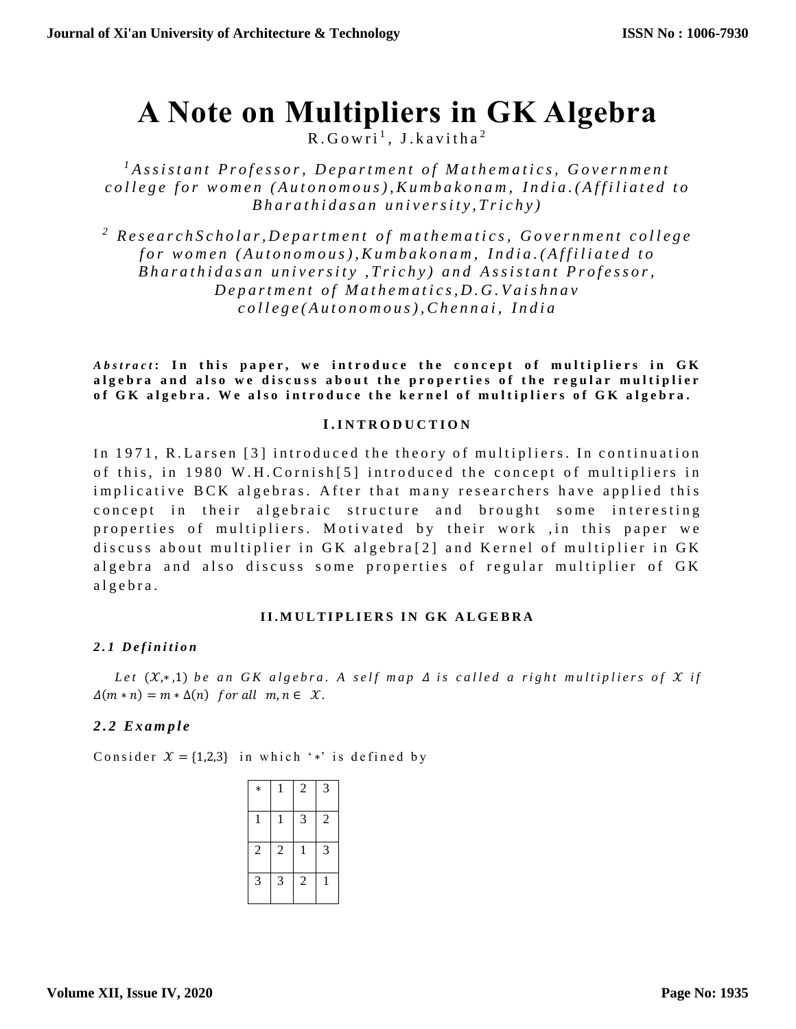# A Note on Multipliers in GK Algebra

R.Gowri[1], J.kavitha[2]

[1]*Assistant Professor, Department of Mathematics, Government college for women (Autonomous),Kumbakonam, India.(Affiliated to Bharathidasan university,Trichy)*

[2] *ResearchScholar,Department of mathematics, Government college for women (Autonomous),Kumbakonam, India.(Affiliated to Bharathidasan university ,Trichy) and Assistant Professor, Department of Mathematics,D.G.Vaishnav college(Autonomous),Chennai, India*

***Abstract*: In this paper, we introduce the concept of multipliers in GK algebra and also we discuss about the properties of the regular multiplier of GK algebra. We also introduce the kernel of multipliers of GK algebra.**

## I.INTRODUCTION

In 1971, R.Larsen [3] introduced the theory of multipliers. In continuation of this, in 1980 W.H.Cornish[5] introduced the concept of multipliers in implicative BCK algebras. After that many researchers have applied this concept in their algebraic structure and brought some interesting properties of multipliers. Motivated by their work ,in this paper we discuss about multiplier in GK algebra[2] and Kernel of multiplier in GK algebra and also discuss some properties of regular multiplier of GK algebra.

## II.MULTIPLIERS IN GK ALGEBRA

### *2.1 Definition*

*Let* $(\mathcal{X},*,1)$ *be an GK algebra. A self map* $\Delta$ *is called a right multipliers of* $\mathcal{X}$ *if* $\Delta(m * n) = m * \Delta(n)$ *for all* $m, n \in \mathcal{X}$.

### *2.2 Example*

Consider $\mathcal{X} = \{1,2,3\}$ in which '$*$' is defined by

| $*$ | 1 | 2 | 3 |
|---|---|---|---|
| 1 | 1 | 3 | 2 |
| 2 | 2 | 1 | 3 |
| 3 | 3 | 2 | 1 |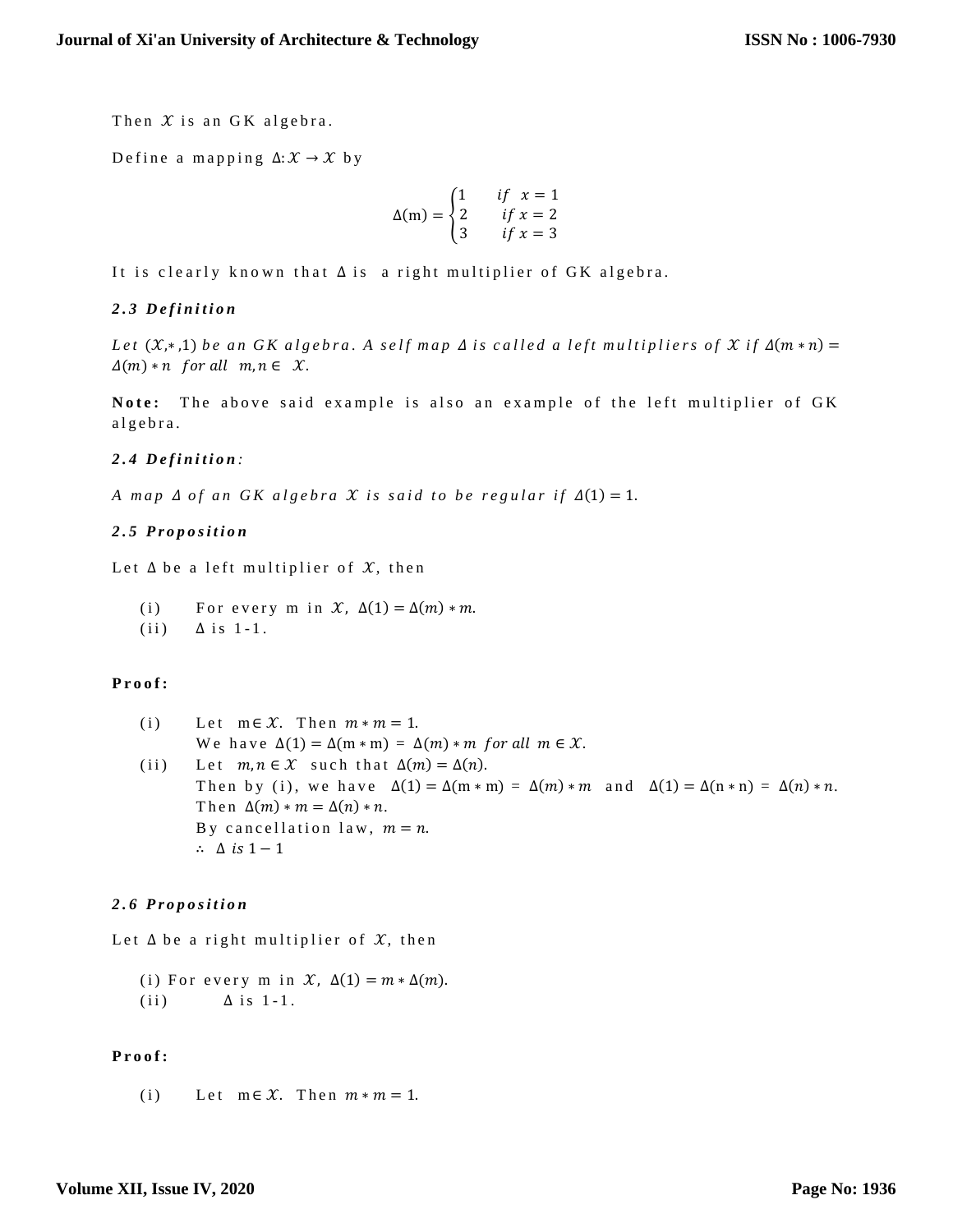Then $\mathcal{X}$ is an GK algebra.

Define a mapping $\Delta: \mathcal{X} \to \mathcal{X}$ by

$$\Delta(\mathrm{m}) = \begin{cases} 1 & if \;\; x = 1 \\ 2 & if \; x = 2 \\ 3 & if \; x = 3 \end{cases}$$

It is clearly known that $\Delta$ is a right multiplier of GK algebra.

***2.3 Definition***

*Let $(\mathcal{X},*,1)$ be an GK algebra. A self map $\Delta$ is called a left multipliers of $\mathcal{X}$ if $\Delta(m * n) = \Delta(m) * n$ for all $m, n \in \mathcal{X}$.*

**Note:** The above said example is also an example of the left multiplier of GK algebra.

***2.4 Definition:***

*A map $\Delta$ of an GK algebra $\mathcal{X}$ is said to be regular if $\Delta(1) = 1$.*

***2.5 Proposition***

Let $\Delta$ be a left multiplier of $\mathcal{X}$, then

(i) For every m in $\mathcal{X}$, $\Delta(1) = \Delta(m) * m$.

(ii) $\Delta$ is 1-1.

**Proof:**

(i) Let $\mathrm{m} \in \mathcal{X}$. Then $m * m = 1$.
We have $\Delta(1) = \Delta(\mathrm{m} * \mathrm{m}) = \Delta(m) * m$ *for all* $m \in \mathcal{X}$.

(ii) Let $m, n \in \mathcal{X}$ such that $\Delta(m) = \Delta(n)$.
Then by (i), we have $\Delta(1) = \Delta(\mathrm{m} * \mathrm{m}) = \Delta(m) * m$ and $\Delta(1) = \Delta(\mathrm{n} * \mathrm{n}) = \Delta(n) * n$.
Then $\Delta(m) * m = \Delta(n) * n$.
By cancellation law, $m = n$.
$\therefore \; \Delta \; is \; 1 - 1$

***2.6 Proposition***

Let $\Delta$ be a right multiplier of $\mathcal{X}$, then

(i) For every m in $\mathcal{X}$, $\Delta(1) = m * \Delta(m)$.

(ii) $\Delta$ is 1-1.

**Proof:**

(i) Let $\mathrm{m} \in \mathcal{X}$. Then $m * m = 1$.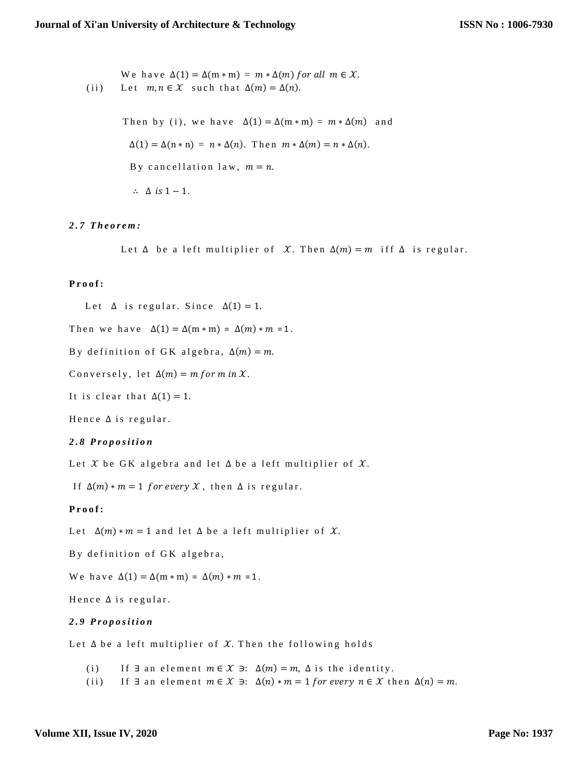We have $\Delta(1) = \Delta(m * m) = m * \Delta(m)$ *for all* $m \in \mathcal{X}$.

(ii) Let $m, n \in \mathcal{X}$ such that $\Delta(m) = \Delta(n)$.

Then by (i), we have $\Delta(1) = \Delta(m * m) = m * \Delta(m)$ and

$\Delta(1) = \Delta(n * n) = n * \Delta(n)$. Then $m * \Delta(m) = n * \Delta(n)$.

By cancellation law, $m = n$.

$\therefore \Delta$ *is* $1 - 1$.

***2.7 Theorem:***

Let $\Delta$ be a left multiplier of $\mathcal{X}$. Then $\Delta(m) = m$ iff $\Delta$ is regular.

**Proof:**

Let $\Delta$ is regular. Since $\Delta(1) = 1$.

Then we have $\Delta(1) = \Delta(m * m) = \Delta(m) * m = 1$.

By definition of GK algebra, $\Delta(m) = m$.

Conversely, let $\Delta(m) = m$ *for* $m$ *in* $\mathcal{X}$.

It is clear that $\Delta(1) = 1$.

Hence $\Delta$ is regular.

***2.8 Proposition***

Let $\mathcal{X}$ be GK algebra and let $\Delta$ be a left multiplier of $\mathcal{X}$.

If $\Delta(m) * m = 1$ *for every* $\mathcal{X}$, then $\Delta$ is regular.

**Proof:**

Let $\Delta(m) * m = 1$ and let $\Delta$ be a left multiplier of $\mathcal{X}$.

By definition of GK algebra,

We have $\Delta(1) = \Delta(m * m) = \Delta(m) * m = 1$.

Hence $\Delta$ is regular.

***2.9 Proposition***

Let $\Delta$ be a left multiplier of $\mathcal{X}$. Then the following holds

(i) If $\exists$ an element $m \in \mathcal{X} \ni$: $\Delta(m) = m$, $\Delta$ is the identity.

(ii) If $\exists$ an element $m \in \mathcal{X} \ni$: $\Delta(n) * m = 1$ *for every* $n \in \mathcal{X}$ then $\Delta(n) = m$.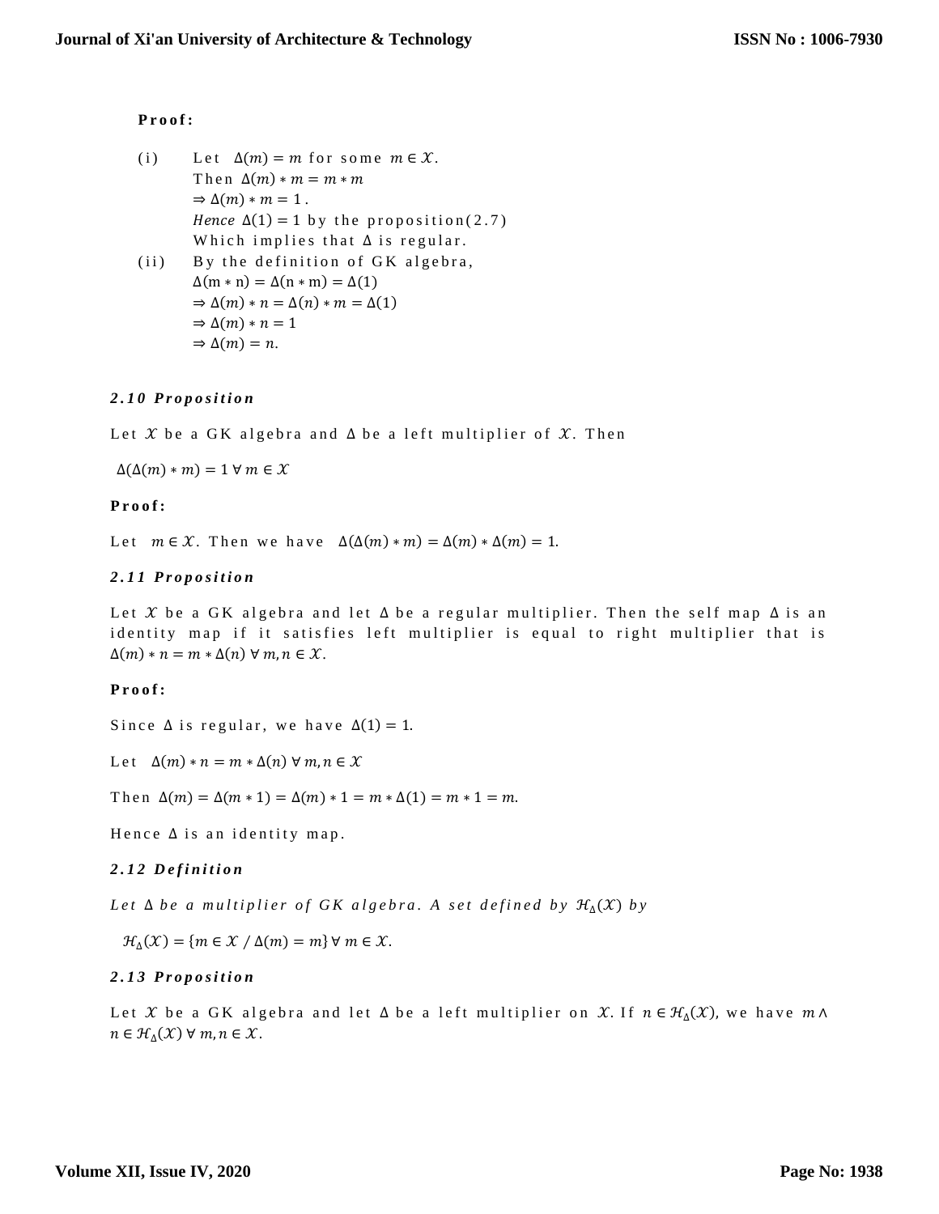**Proof:**

(i) Let $\Delta(m) = m$ for some $m \in \mathcal{X}$.
Then $\Delta(m) * m = m * m$
$\Rightarrow \Delta(m) * m = 1$.
*Hence* $\Delta(1) = 1$ by the proposition(2.7)
Which implies that $\Delta$ is regular.

(ii) By the definition of GK algebra,
$\Delta(\mathrm{m} * \mathrm{n}) = \Delta(\mathrm{n} * \mathrm{m}) = \Delta(1)$
$\Rightarrow \Delta(m) * n = \Delta(n) * m = \Delta(1)$
$\Rightarrow \Delta(m) * n = 1$
$\Rightarrow \Delta(m) = n.$

***2.10 Proposition***

Let $\mathcal{X}$ be a GK algebra and $\Delta$ be a left multiplier of $\mathcal{X}$. Then

$\Delta(\Delta(m) * m) = 1 \; \forall \, m \in \mathcal{X}$

**Proof:**

Let $m \in \mathcal{X}$. Then we have $\Delta(\Delta(m) * m) = \Delta(m) * \Delta(m) = 1.$

***2.11 Proposition***

Let $\mathcal{X}$ be a GK algebra and let $\Delta$ be a regular multiplier. Then the self map $\Delta$ is an identity map if it satisfies left multiplier is equal to right multiplier that is $\Delta(m) * n = m * \Delta(n) \; \forall \, m, n \in \mathcal{X}$.

**Proof:**

Since $\Delta$ is regular, we have $\Delta(1) = 1$.

Let $\Delta(m) * n = m * \Delta(n) \; \forall \, m, n \in \mathcal{X}$

Then $\Delta(m) = \Delta(m * 1) = \Delta(m) * 1 = m * \Delta(1) = m * 1 = m.$

Hence $\Delta$ is an identity map.

***2.12 Definition***

*Let $\Delta$ be a multiplier of GK algebra. A set defined by $\mathcal{H}_{\Delta}(\mathcal{X})$ by*

$\mathcal{H}_{\Delta}(\mathcal{X}) = \{m \in \mathcal{X} \, / \, \Delta(m) = m\} \; \forall \, m \in \mathcal{X}.$

***2.13 Proposition***

Let $\mathcal{X}$ be a GK algebra and let $\Delta$ be a left multiplier on $\mathcal{X}$. If $n \in \mathcal{H}_{\Delta}(\mathcal{X})$, we have $m \wedge n \in \mathcal{H}_{\Delta}(\mathcal{X}) \; \forall \, m, n \in \mathcal{X}$.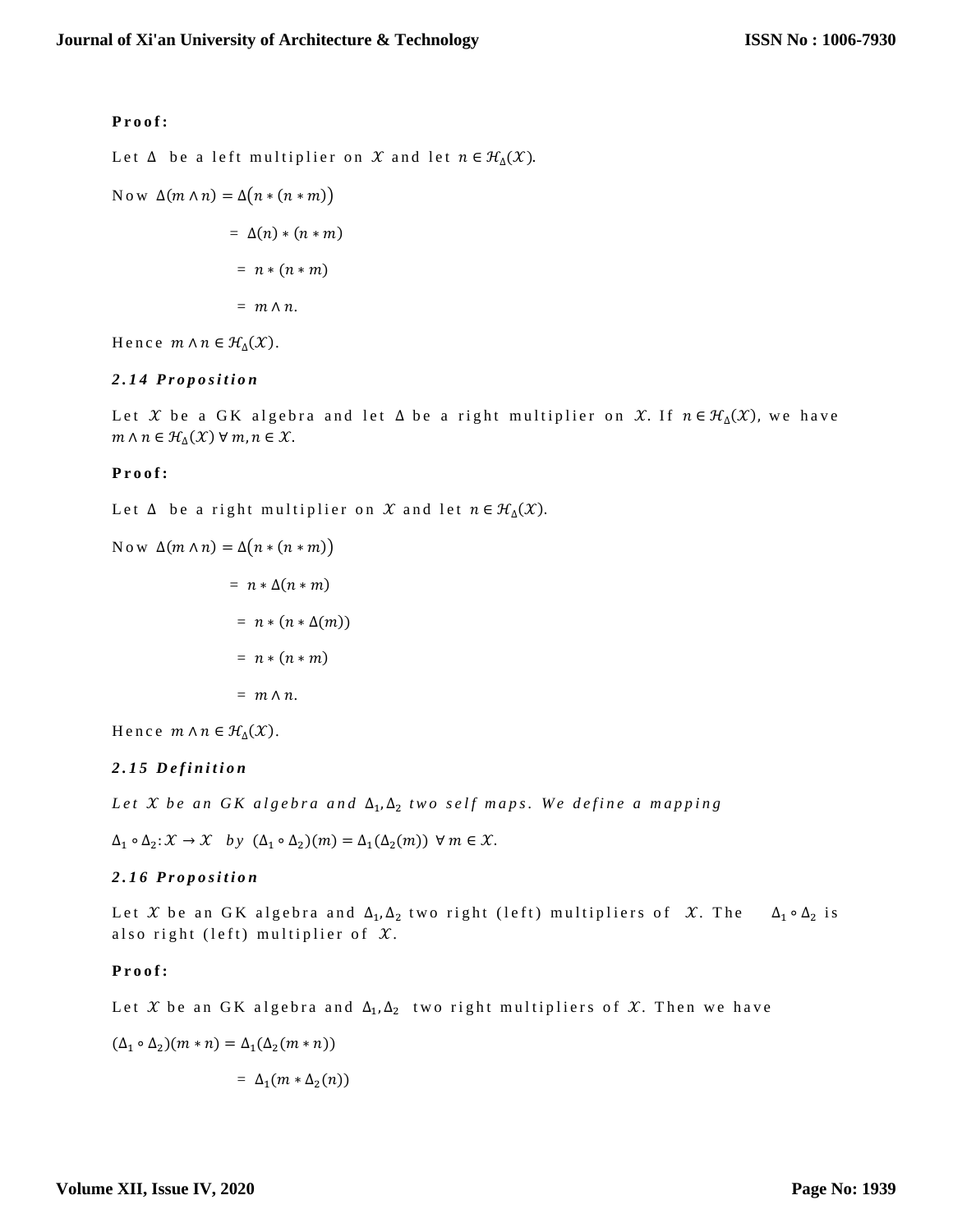**Proof:**

Let $\Delta$ be a left multiplier on $\mathcal{X}$ and let $n \in \mathcal{H}_\Delta(\mathcal{X})$.

Now $\Delta(m \wedge n) = \Delta(n * (n * m))$

$= \Delta(n) * (n * m)$

$= n * (n * m)$

$= m \wedge n.$

Hence $m \wedge n \in \mathcal{H}_\Delta(\mathcal{X})$.

***2.14 Proposition***

Let $\mathcal{X}$ be a GK algebra and let $\Delta$ be a right multiplier on $\mathcal{X}$. If $n \in \mathcal{H}_\Delta(\mathcal{X})$, we have $m \wedge n \in \mathcal{H}_\Delta(\mathcal{X}) \; \forall \, m, n \in \mathcal{X}$.

**Proof:**

Let $\Delta$ be a right multiplier on $\mathcal{X}$ and let $n \in \mathcal{H}_\Delta(\mathcal{X})$.

Now $\Delta(m \wedge n) = \Delta(n * (n * m))$

$= n * \Delta(n * m)$

$= n * (n * \Delta(m))$

$= n * (n * m)$

$= m \wedge n.$

Hence $m \wedge n \in \mathcal{H}_\Delta(\mathcal{X})$.

***2.15 Definition***

*Let $\mathcal{X}$ be an GK algebra and $\Delta_1, \Delta_2$ two self maps. We define a mapping*

$\Delta_1 \circ \Delta_2 : \mathcal{X} \to \mathcal{X}$ *by* $(\Delta_1 \circ \Delta_2)(m) = \Delta_1(\Delta_2(m)) \; \forall \, m \in \mathcal{X}$.

***2.16 Proposition***

Let $\mathcal{X}$ be an GK algebra and $\Delta_1, \Delta_2$ two right (left) multipliers of $\mathcal{X}$. The $\Delta_1 \circ \Delta_2$ is also right (left) multiplier of $\mathcal{X}$.

**Proof:**

Let $\mathcal{X}$ be an GK algebra and $\Delta_1, \Delta_2$ two right multipliers of $\mathcal{X}$. Then we have

$(\Delta_1 \circ \Delta_2)(m * n) = \Delta_1(\Delta_2(m * n))$

$= \Delta_1(m * \Delta_2(n))$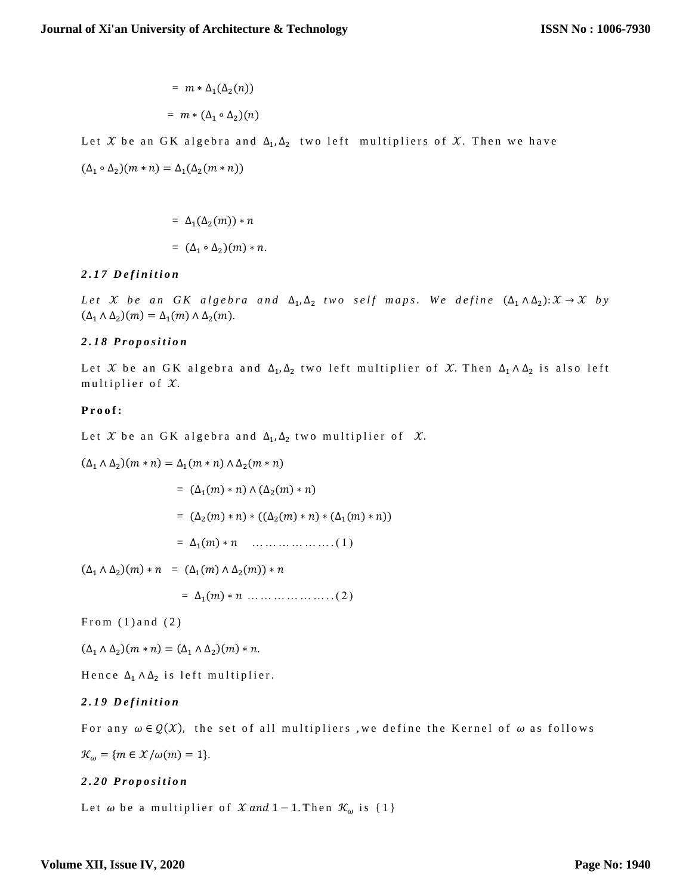$$= m * \Delta_1(\Delta_2(n))$$

$$= m * (\Delta_1 \circ \Delta_2)(n)$$

Let $\mathcal{X}$ be an GK algebra and $\Delta_1, \Delta_2$ two left multipliers of $\mathcal{X}$. Then we have

$(\Delta_1 \circ \Delta_2)(m * n) = \Delta_1(\Delta_2(m * n))$

$$= \Delta_1(\Delta_2(m)) * n$$

$$= (\Delta_1 \circ \Delta_2)(m) * n.$$

### *2.17 Definition*

*Let $\mathcal{X}$ be an GK algebra and $\Delta_1, \Delta_2$ two self maps. We define $(\Delta_1 \wedge \Delta_2): \mathcal{X} \to \mathcal{X}$ by $(\Delta_1 \wedge \Delta_2)(m) = \Delta_1(m) \wedge \Delta_2(m)$.*

### *2.18 Proposition*

Let $\mathcal{X}$ be an GK algebra and $\Delta_1, \Delta_2$ two left multiplier of $\mathcal{X}$. Then $\Delta_1 \wedge \Delta_2$ is also left multiplier of $\mathcal{X}$.

**Proof:**

Let $\mathcal{X}$ be an GK algebra and $\Delta_1, \Delta_2$ two multiplier of $\mathcal{X}$.

$(\Delta_1 \wedge \Delta_2)(m * n) = \Delta_1(m * n) \wedge \Delta_2(m * n)$

$$= (\Delta_1(m) * n) \wedge (\Delta_2(m) * n)$$

$$= (\Delta_2(m) * n) * ((\Delta_2(m) * n) * (\Delta_1(m) * n))$$

$$= \Delta_1(m) * n \quad \ldots\ldots\ldots\ldots\ldots\ldots(1)$$

$(\Delta_1 \wedge \Delta_2)(m) * n = (\Delta_1(m) \wedge \Delta_2(m)) * n$

$$= \Delta_1(m) * n \quad \ldots\ldots\ldots\ldots\ldots\ldots(2)$$

From (1)and (2)

$(\Delta_1 \wedge \Delta_2)(m * n) = (\Delta_1 \wedge \Delta_2)(m) * n.$

Hence $\Delta_1 \wedge \Delta_2$ is left multiplier.

### *2.19 Definition*

For any $\omega \in \mathcal{Q}(\mathcal{X})$, the set of all multipliers ,we define the Kernel of $\omega$ as follows

$\mathcal{K}_\omega = \{m \in \mathcal{X} / \omega(m) = 1\}.$

### *2.20 Proposition*

Let $\omega$ be a multiplier of $\mathcal{X}$ *and* $1-1$.Then $\mathcal{K}_\omega$ is $\{1\}$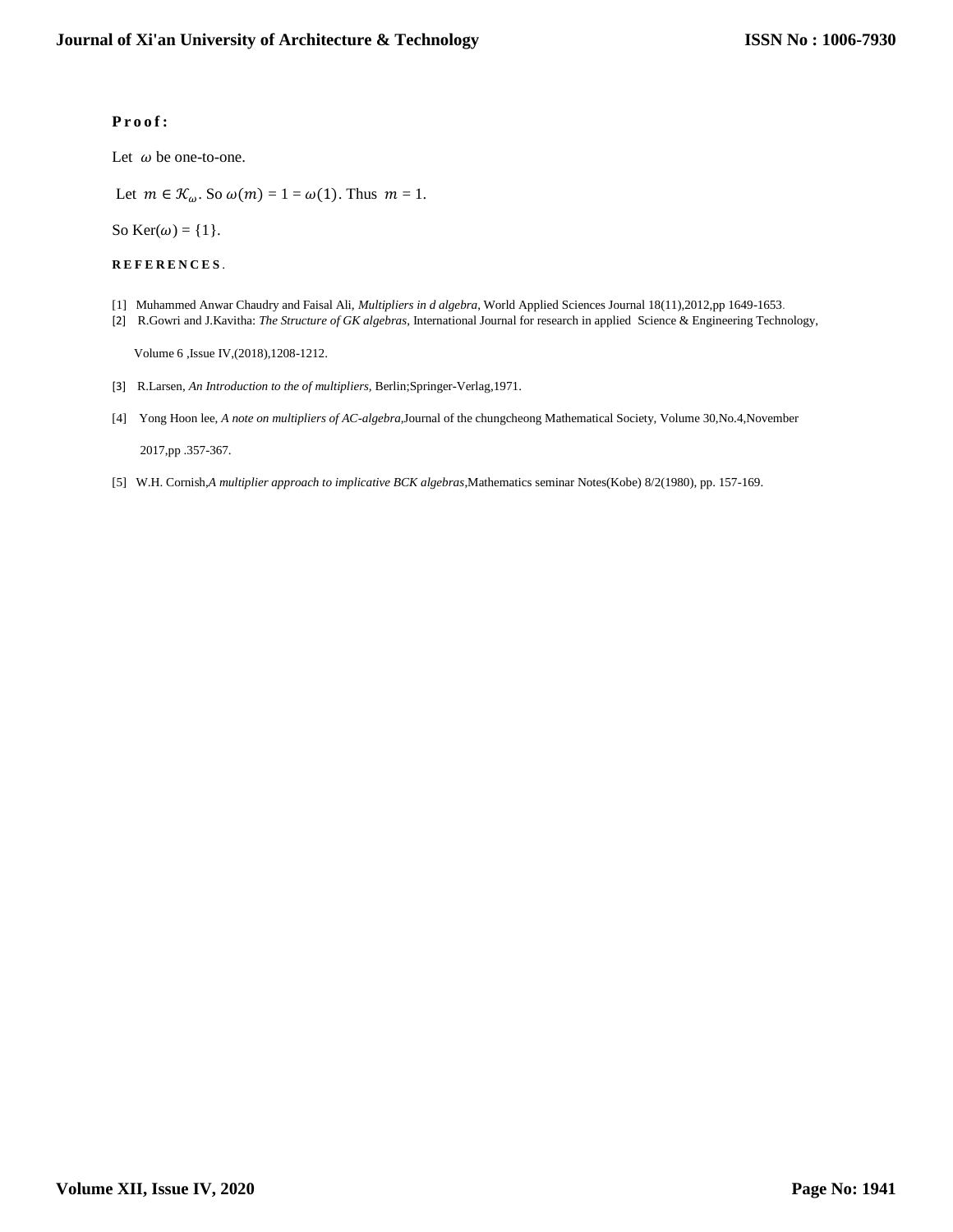**Proof:**

Let $\omega$ be one-to-one.

Let $m \in \mathcal{K}_\omega$. So $\omega(m) = 1 = \omega(1)$. Thus $m = 1$.

So $\text{Ker}(\omega) = \{1\}$.

**REFERENCES**.

[1] Muhammed Anwar Chaudry and Faisal Ali, *Multipliers in d algebra*, World Applied Sciences Journal 18(11),2012,pp 1649-1653.

[2] R.Gowri and J.Kavitha: *The Structure of GK algebras*, International Journal for research in applied Science & Engineering Technology, Volume 6 ,Issue IV,(2018),1208-1212.

[3] R.Larsen, *An Introduction to the of multipliers*, Berlin;Springer-Verlag,1971.

[4] Yong Hoon lee, *A note on multipliers of AC-algebra*,Journal of the chungcheong Mathematical Society, Volume 30,No.4,November 2017,pp .357-367.

[5] W.H. Cornish,*A multiplier approach to implicative BCK algebras*,Mathematics seminar Notes(Kobe) 8/2(1980), pp. 157-169.